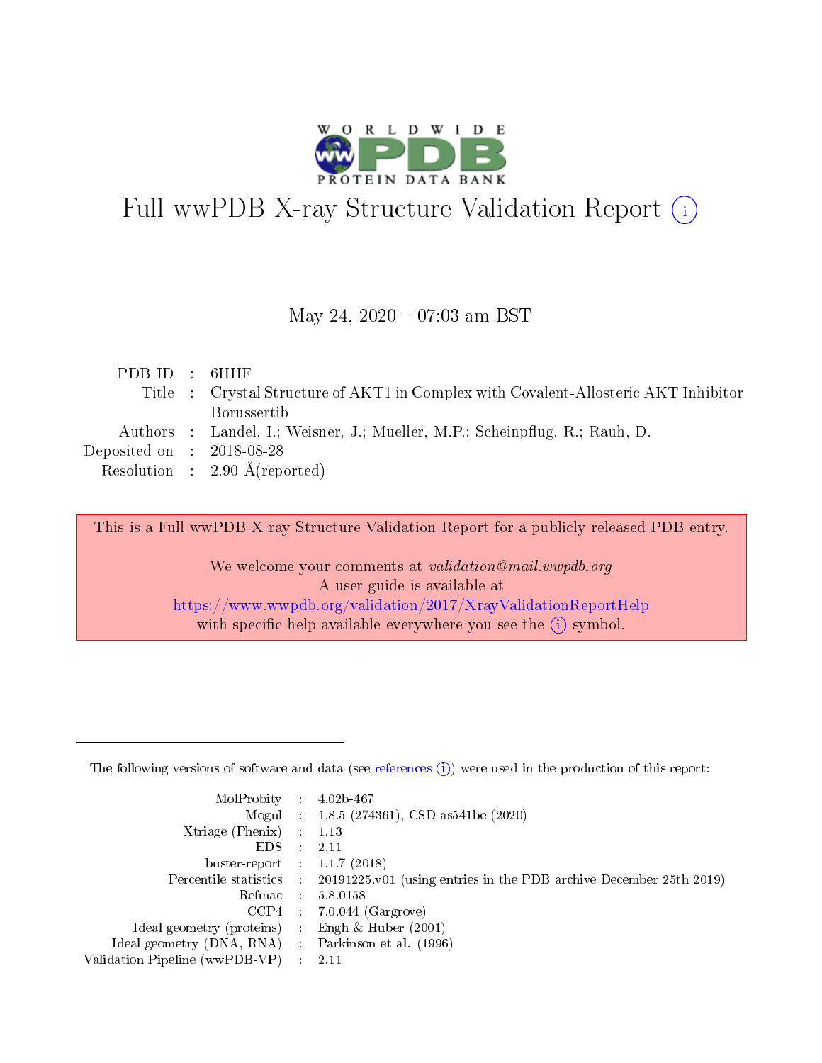# Full wwPDB X-ray Structure Validation Report (i)

May 24, 2020 – 07:03 am BST

| | | |
|---|---|---|
| PDB ID | : | 6HHF |
| Title | : | Crystal Structure of AKT1 in Complex with Covalent-Allosteric AKT Inhibitor Borussertib |
| Authors | : | Landel, I.; Weisner, J.; Mueller, M.P.; Scheinpflug, R.; Rauh, D. |
| Deposited on | : | 2018-08-28 |
| Resolution | : | 2.90 Å(reported) |

This is a Full wwPDB X-ray Structure Validation Report for a publicly released PDB entry.

We welcome your comments at *validation@mail.wwpdb.org*
A user guide is available at
https://www.wwpdb.org/validation/2017/XrayValidationReportHelp
with specific help available everywhere you see the (i) symbol.

---

The following versions of software and data (see references (i)) were used in the production of this report:

| | | |
|---|---|---|
| MolProbity | : | 4.02b-467 |
| Mogul | : | 1.8.5 (274361), CSD as541be (2020) |
| Xtriage (Phenix) | : | 1.13 |
| EDS | : | 2.11 |
| buster-report | : | 1.1.7 (2018) |
| Percentile statistics | : | 20191225.v01 (using entries in the PDB archive December 25th 2019) |
| Refmac | : | 5.8.0158 |
| CCP4 | : | 7.0.044 (Gargrove) |
| Ideal geometry (proteins) | : | Engh & Huber (2001) |
| Ideal geometry (DNA, RNA) | : | Parkinson et al. (1996) |
| Validation Pipeline (wwPDB-VP) | : | 2.11 |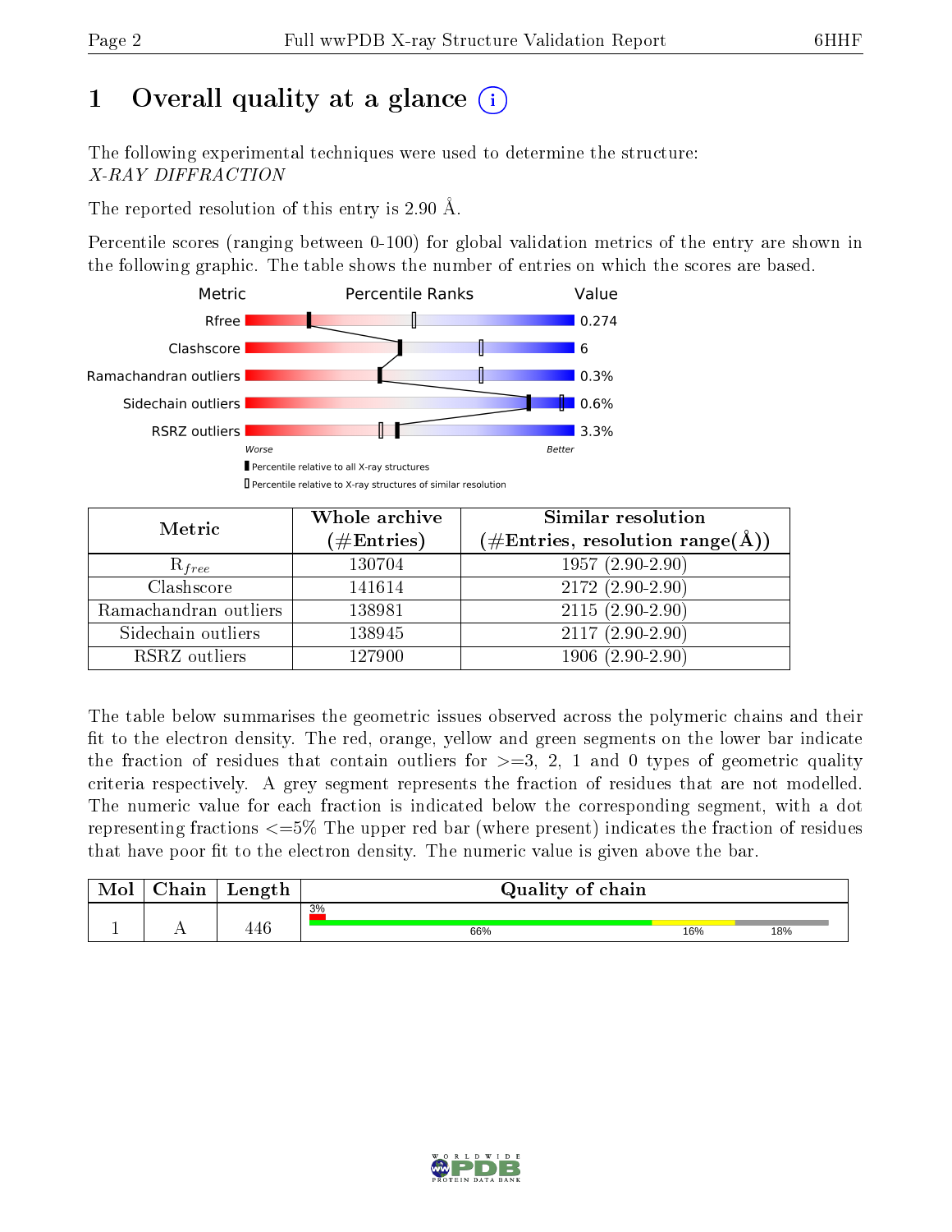# 1 Overall quality at a glance

The following experimental techniques were used to determine the structure:
*X-RAY DIFFRACTION*

The reported resolution of this entry is 2.90 Å.

Percentile scores (ranging between 0-100) for global validation metrics of the entry are shown in the following graphic. The table shows the number of entries on which the scores are based.

| Metric | Value |
|---|---|
| Rfree | 0.274 |
| Clashscore | 6 |
| Ramachandran outliers | 0.3% |
| Sidechain outliers | 0.6% |
| RSRZ outliers | 3.3% |

Worse — Better

Percentile relative to all X-ray structures

Percentile relative to X-ray structures of similar resolution

| Metric | Whole archive (#Entries) | Similar resolution (#Entries, resolution range(Å)) |
|---|---|---|
| $R_{free}$ | 130704 | 1957 (2.90-2.90) |
| Clashscore | 141614 | 2172 (2.90-2.90) |
| Ramachandran outliers | 138981 | 2115 (2.90-2.90) |
| Sidechain outliers | 138945 | 2117 (2.90-2.90) |
| RSRZ outliers | 127900 | 1906 (2.90-2.90) |

The table below summarises the geometric issues observed across the polymeric chains and their fit to the electron density. The red, orange, yellow and green segments on the lower bar indicate the fraction of residues that contain outliers for >=3, 2, 1 and 0 types of geometric quality criteria respectively. A grey segment represents the fraction of residues that are not modelled. The numeric value for each fraction is indicated below the corresponding segment, with a dot representing fractions <=5% The upper red bar (where present) indicates the fraction of residues that have poor fit to the electron density. The numeric value is given above the bar.

| Mol | Chain | Length | Quality of chain |
|---|---|---|---|
| 1 | A | 446 | 3% (poor fit); 66% green, 16% yellow, 18% grey |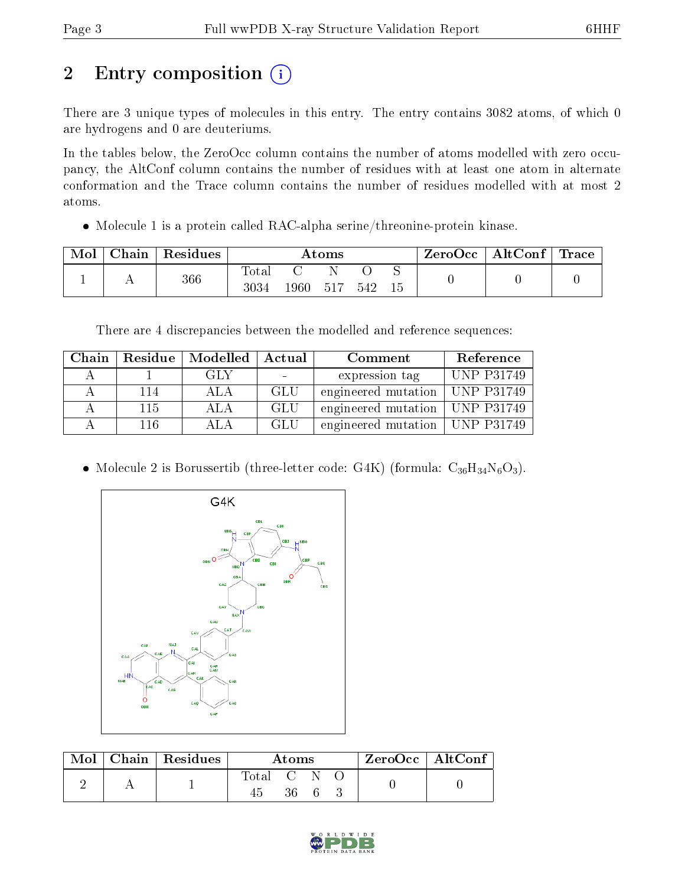# 2 Entry composition

There are 3 unique types of molecules in this entry. The entry contains 3082 atoms, of which 0 are hydrogens and 0 are deuteriums.

In the tables below, the ZeroOcc column contains the number of atoms modelled with zero occupancy, the AltConf column contains the number of residues with at least one atom in alternate conformation and the Trace column contains the number of residues modelled with at most 2 atoms.

- Molecule 1 is a protein called RAC-alpha serine/threonine-protein kinase.

| Mol | Chain | Residues | Atoms | | | | | ZeroOcc | AltConf | Trace |
|---|---|---|---|---|---|---|---|---|---|---|
| 1 | A | 366 | Total<br>3034 | C<br>1960 | N<br>517 | O<br>542 | S<br>15 | 0 | 0 | 0 |

There are 4 discrepancies between the modelled and reference sequences:

| Chain | Residue | Modelled | Actual | Comment | Reference |
|---|---|---|---|---|---|
| A | 1 | GLY | - | expression tag | UNP P31749 |
| A | 114 | ALA | GLU | engineered mutation | UNP P31749 |
| A | 115 | ALA | GLU | engineered mutation | UNP P31749 |
| A | 116 | ALA | GLU | engineered mutation | UNP P31749 |

- Molecule 2 is Borussertib (three-letter code: G4K) (formula: $C_{36}H_{34}N_6O_3$).

| Mol | Chain | Residues | Atoms | | | | ZeroOcc | AltConf |
|---|---|---|---|---|---|---|---|---|
| 2 | A | 1 | Total<br>45 | C<br>36 | N<br>6 | O<br>3 | 0 | 0 |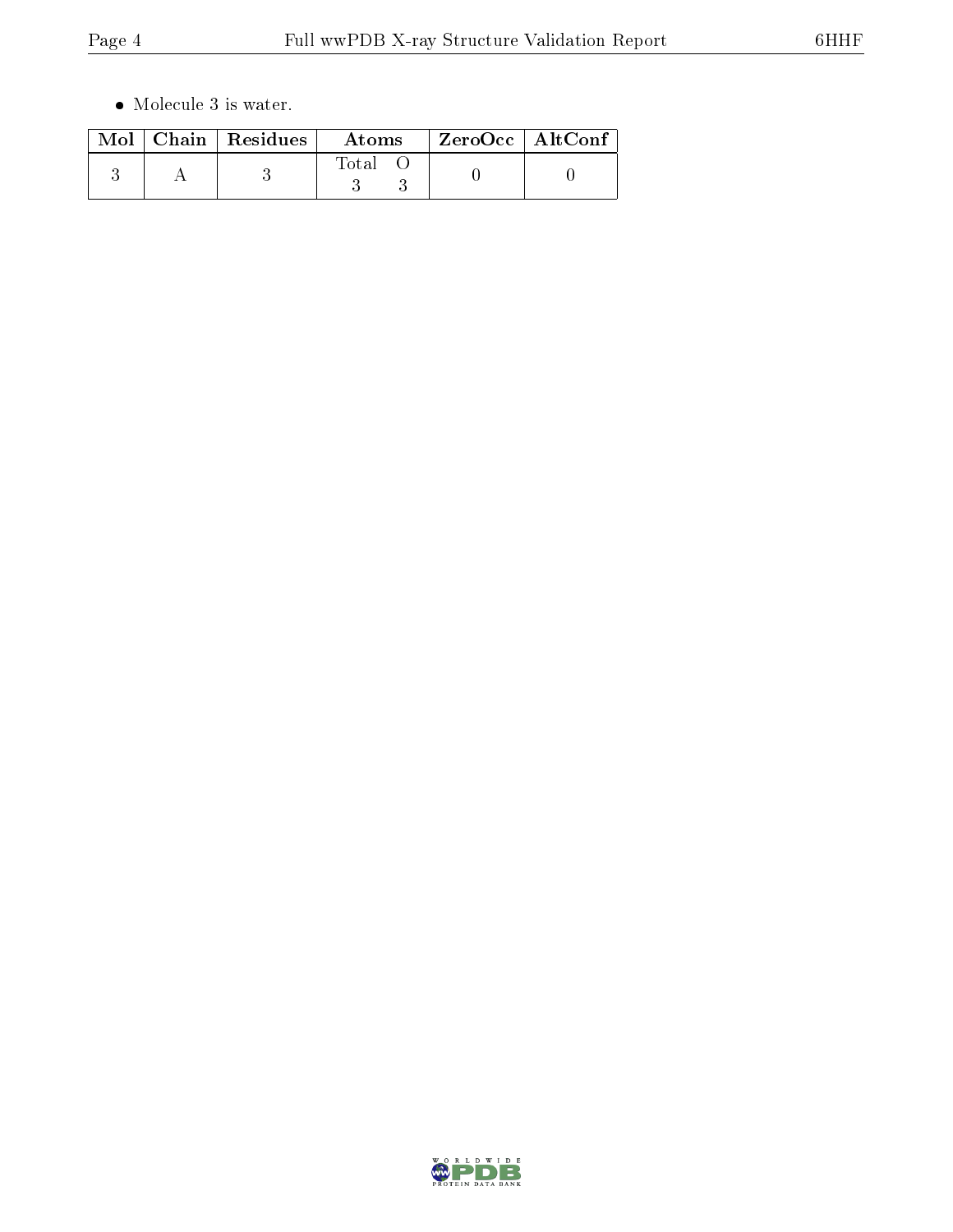- Molecule 3 is water.

| Mol | Chain | Residues | Atoms | ZeroOcc | AltConf |
|---|---|---|---|---|---|
| 3 | A | 3 | Total O<br>3 3 | 0 | 0 |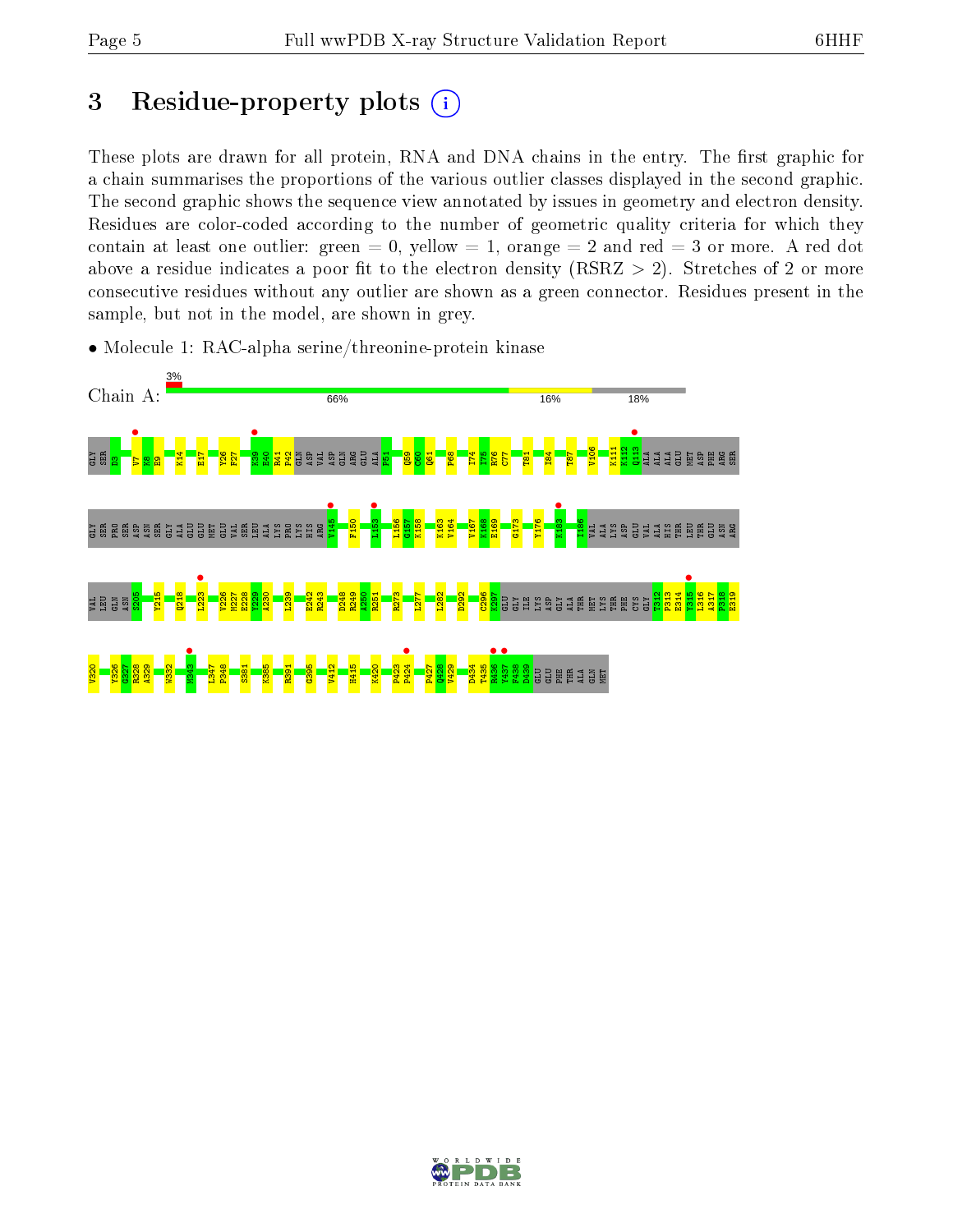# 3 Residue-property plots

These plots are drawn for all protein, RNA and DNA chains in the entry. The first graphic for a chain summarises the proportions of the various outlier classes displayed in the second graphic. The second graphic shows the sequence view annotated by issues in geometry and electron density. Residues are color-coded according to the number of geometric quality criteria for which they contain at least one outlier: green = 0, yellow = 1, orange = 2 and red = 3 or more. A red dot above a residue indicates a poor fit to the electron density (RSRZ > 2). Stretches of 2 or more consecutive residues without any outlier are shown as a green connector. Residues present in the sample, but not in the model, are shown in grey.

- Molecule 1: RAC-alpha serine/threonine-protein kinase

Chain A: 3% | 66% | 16% | 18%

GLY SER D3 V7 K8 E9 K14 E17 Y26 F27 K39 E40 R41 P42 GLN ASP VAL ASP GLN ARG GLU ALA P51 Q59 C60 Q61 P68 I74 I75 C77 T81 I84 T87 V106 K111 K112 Q113 ALA ALA ALA GLU MET ASP PHE ARG SER

GLY SER PRO SER ASP ASN SER GLY ALA GLU GLU MET GLU VAL SER LEU ALA LYS PRO LYS HIS ARG V145 F150 L153 L156 G157 K158 K163 V164 V167 K168 E169 G173 Y176 K183 I186 VAL ALA LYS ASP GLU VAL ALA HIS THR LEU THR GLU ASN ARG

VAL LEU GLN ASN S205 Y215 Q218 L223 V226 M227 E228 Y229 A230 L239 E242 R243 D248 R249 A250 R251 R273 L277 L282 D292 C296 K297 GLU GLY ILE LYS ASP GLY ALA THR MET LYS THR PHE CYS GLY T312 P313 E314 Y315 L316 A317 P318 E319

V320 Y326 G327 R328 A329 W332 M343 L347 P348 S381 K385 R391 G395 V412 H415 K420 P423 P424 P427 Q428 V429 D434 T435 R436 Y437 F438 D439 GLU GLU PHE THR ALA GLN MET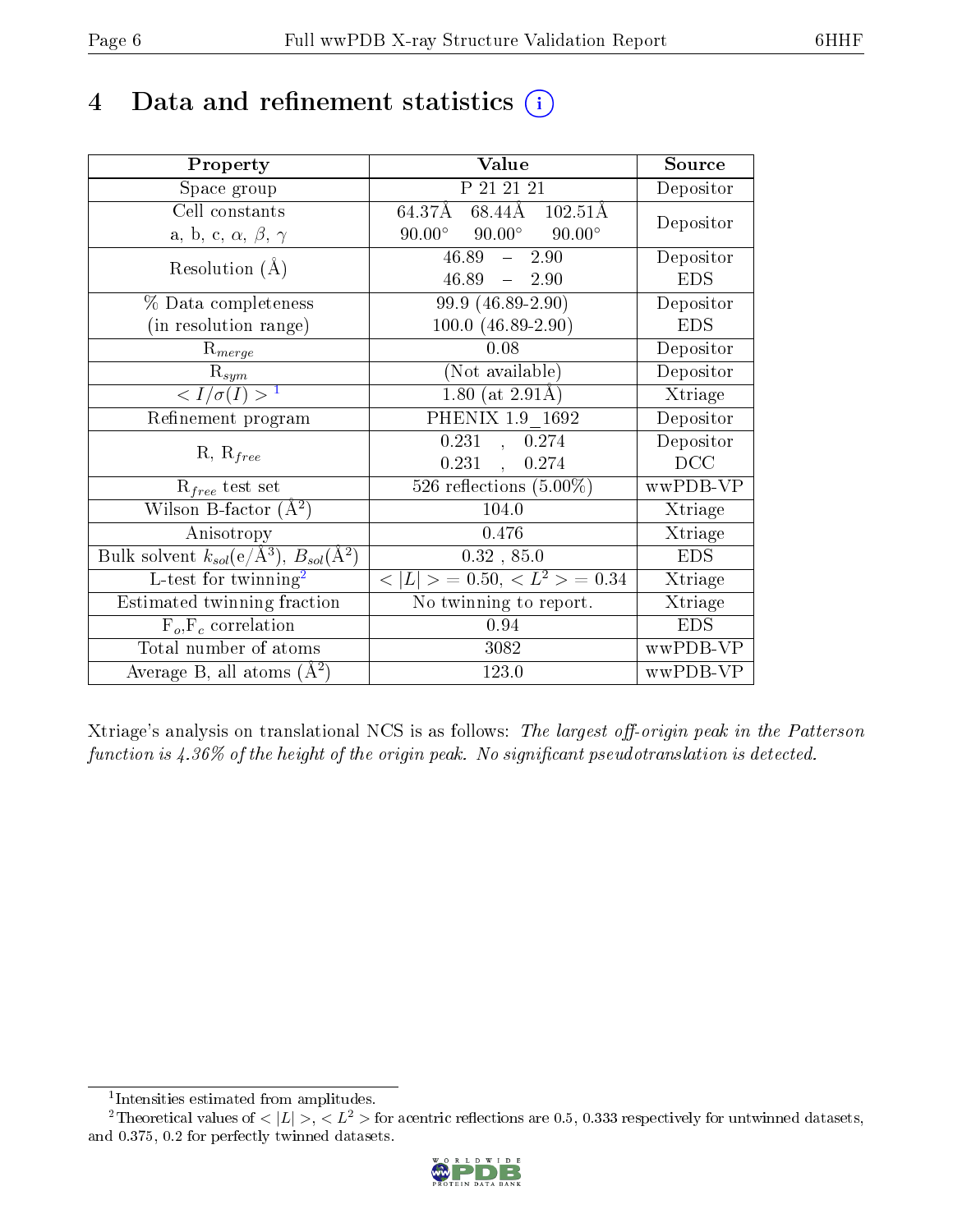# 4 Data and refinement statistics

| Property | Value | Source |
|---|---|---|
| Space group | P 21 21 21 | Depositor |
| Cell constants<br>a, b, c, $\alpha$, $\beta$, $\gamma$ | 64.37Å 68.44Å 102.51Å<br>90.00° 90.00° 90.00° | Depositor |
| Resolution (Å) | 46.89 – 2.90<br>46.89 – 2.90 | Depositor<br>EDS |
| % Data completeness<br>(in resolution range) | 99.9 (46.89-2.90)<br>100.0 (46.89-2.90) | Depositor<br>EDS |
| $R_{merge}$ | 0.08 | Depositor |
| $R_{sym}$ | (Not available) | Depositor |
| $< I/\sigma(I) >$ [1] | 1.80 (at 2.91Å) | Xtriage |
| Refinement program | PHENIX 1.9_1692 | Depositor |
| R, $R_{free}$ | 0.231 , 0.274<br>0.231 , 0.274 | Depositor<br>DCC |
| $R_{free}$ test set | 526 reflections (5.00%) | wwPDB-VP |
| Wilson B-factor (Å$^2$) | 104.0 | Xtriage |
| Anisotropy | 0.476 | Xtriage |
| Bulk solvent $k_{sol}$(e/Å$^3$), $B_{sol}$(Å$^2$) | 0.32 , 85.0 | EDS |
| L-test for twinning[2] | $< \|L\| > = 0.50$, $< L^2 > = 0.34$ | Xtriage |
| Estimated twinning fraction | No twinning to report. | Xtriage |
| $F_o$,$F_c$ correlation | 0.94 | EDS |
| Total number of atoms | 3082 | wwPDB-VP |
| Average B, all atoms (Å$^2$) | 123.0 | wwPDB-VP |

Xtriage's analysis on translational NCS is as follows: *The largest off-origin peak in the Patterson function is 4.36% of the height of the origin peak. No significant pseudotranslation is detected.*

[1] Intensities estimated from amplitudes.

[2] Theoretical values of $< |L| >$, $< L^2 >$ for acentric reflections are 0.5, 0.333 respectively for untwinned datasets, and 0.375, 0.2 for perfectly twinned datasets.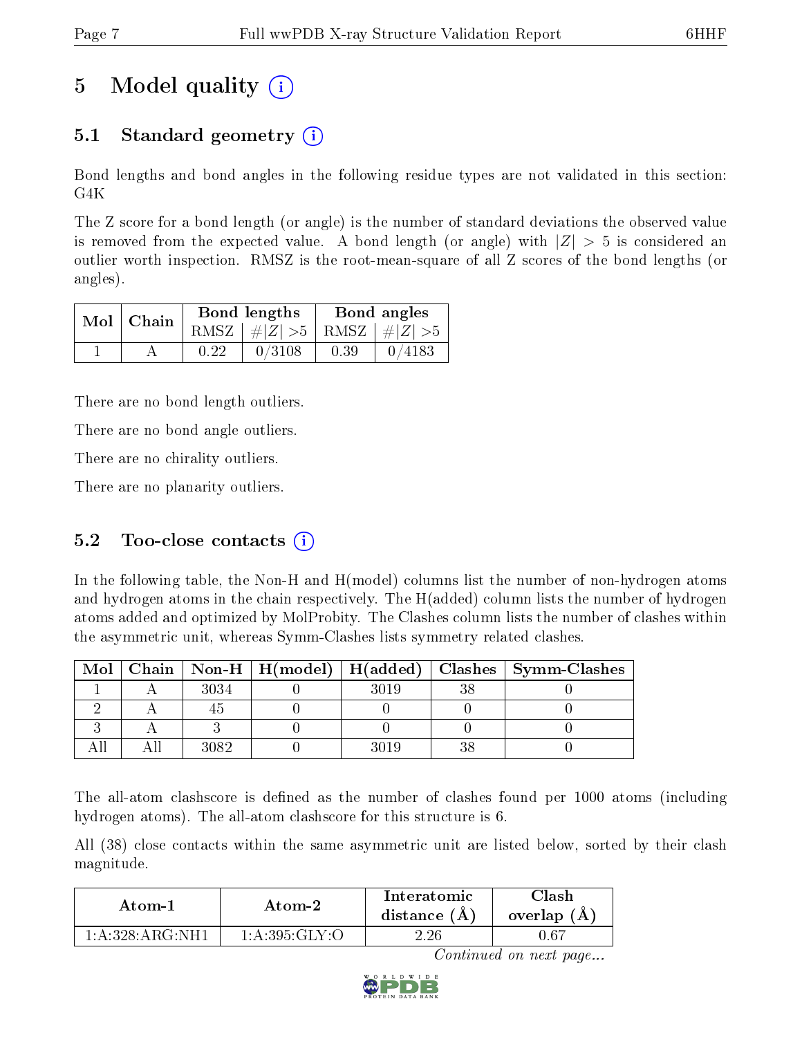# 5 Model quality

## 5.1 Standard geometry

Bond lengths and bond angles in the following residue types are not validated in this section: G4K

The Z score for a bond length (or angle) is the number of standard deviations the observed value is removed from the expected value. A bond length (or angle) with $|Z| > 5$ is considered an outlier worth inspection. RMSZ is the root-mean-square of all Z scores of the bond lengths (or angles).

| Mol | Chain | Bond lengths | | Bond angles | |
|---|---|---|---|---|---|
| | | RMSZ | #$\|Z\|$ >5 | RMSZ | #$\|Z\|$ >5 |
| 1 | A | 0.22 | 0/3108 | 0.39 | 0/4183 |

There are no bond length outliers.

There are no bond angle outliers.

There are no chirality outliers.

There are no planarity outliers.

## 5.2 Too-close contacts

In the following table, the Non-H and H(model) columns list the number of non-hydrogen atoms and hydrogen atoms in the chain respectively. The H(added) column lists the number of hydrogen atoms added and optimized by MolProbity. The Clashes column lists the number of clashes within the asymmetric unit, whereas Symm-Clashes lists symmetry related clashes.

| Mol | Chain | Non-H | H(model) | H(added) | Clashes | Symm-Clashes |
|---|---|---|---|---|---|---|
| 1 | A | 3034 | 0 | 3019 | 38 | 0 |
| 2 | A | 45 | 0 | 0 | 0 | 0 |
| 3 | A | 3 | 0 | 0 | 0 | 0 |
| All | All | 3082 | 0 | 3019 | 38 | 0 |

The all-atom clashscore is defined as the number of clashes found per 1000 atoms (including hydrogen atoms). The all-atom clashscore for this structure is 6.

All (38) close contacts within the same asymmetric unit are listed below, sorted by their clash magnitude.

| Atom-1 | Atom-2 | Interatomic distance (Å) | Clash overlap (Å) |
|---|---|---|---|
| 1:A:328:ARG:NH1 | 1:A:395:GLY:O | 2.26 | 0.67 |

*Continued on next page...*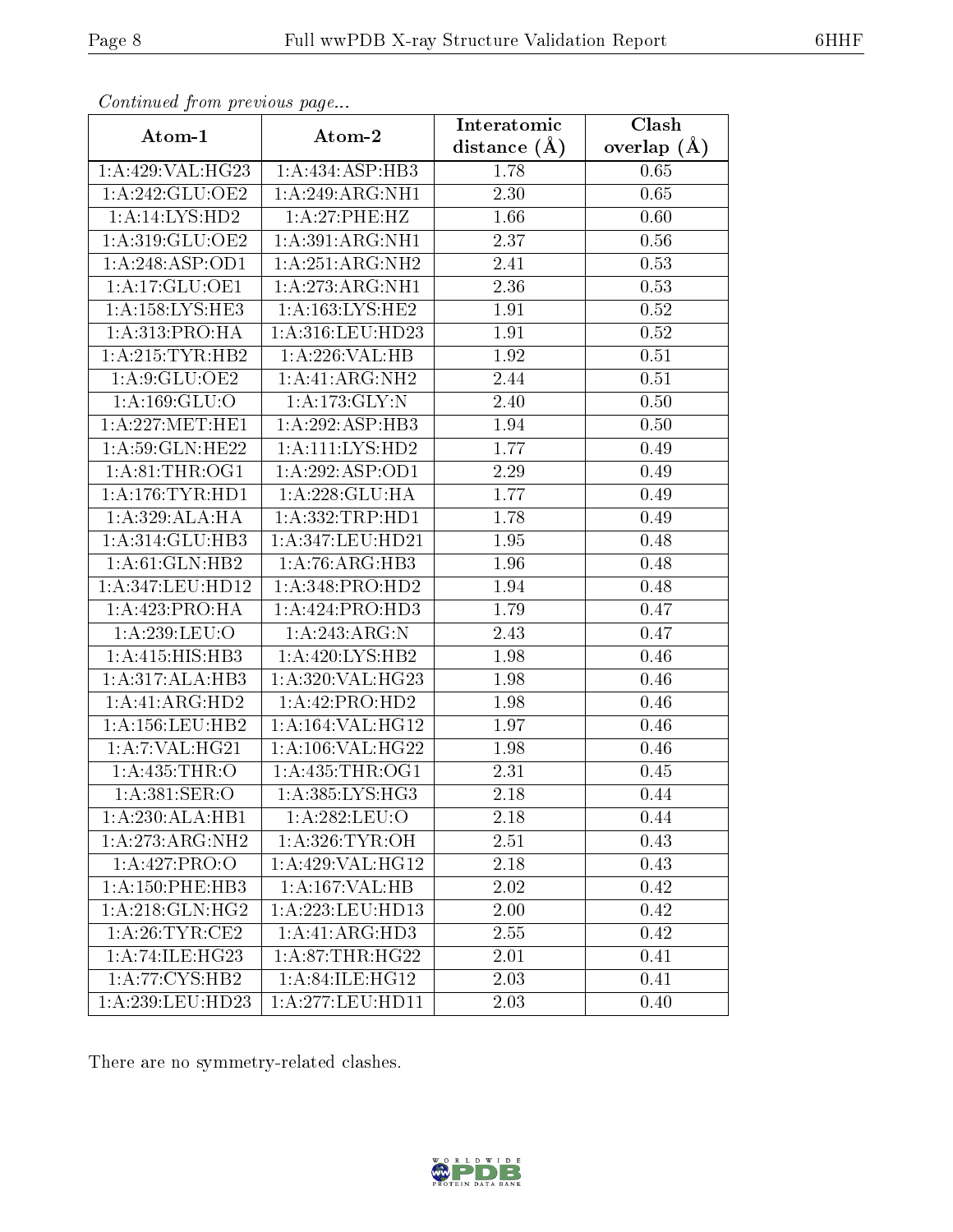*Continued from previous page...*

| Atom-1 | Atom-2 | Interatomic distance (Å) | Clash overlap (Å) |
|---|---|---|---|
| 1:A:429:VAL:HG23 | 1:A:434:ASP:HB3 | 1.78 | 0.65 |
| 1:A:242:GLU:OE2 | 1:A:249:ARG:NH1 | 2.30 | 0.65 |
| 1:A:14:LYS:HD2 | 1:A:27:PHE:HZ | 1.66 | 0.60 |
| 1:A:319:GLU:OE2 | 1:A:391:ARG:NH1 | 2.37 | 0.56 |
| 1:A:248:ASP:OD1 | 1:A:251:ARG:NH2 | 2.41 | 0.53 |
| 1:A:17:GLU:OE1 | 1:A:273:ARG:NH1 | 2.36 | 0.53 |
| 1:A:158:LYS:HE3 | 1:A:163:LYS:HE2 | 1.91 | 0.52 |
| 1:A:313:PRO:HA | 1:A:316:LEU:HD23 | 1.91 | 0.52 |
| 1:A:215:TYR:HB2 | 1:A:226:VAL:HB | 1.92 | 0.51 |
| 1:A:9:GLU:OE2 | 1:A:41:ARG:NH2 | 2.44 | 0.51 |
| 1:A:169:GLU:O | 1:A:173:GLY:N | 2.40 | 0.50 |
| 1:A:227:MET:HE1 | 1:A:292:ASP:HB3 | 1.94 | 0.50 |
| 1:A:59:GLN:HE22 | 1:A:111:LYS:HD2 | 1.77 | 0.49 |
| 1:A:81:THR:OG1 | 1:A:292:ASP:OD1 | 2.29 | 0.49 |
| 1:A:176:TYR:HD1 | 1:A:228:GLU:HA | 1.77 | 0.49 |
| 1:A:329:ALA:HA | 1:A:332:TRP:HD1 | 1.78 | 0.49 |
| 1:A:314:GLU:HB3 | 1:A:347:LEU:HD21 | 1.95 | 0.48 |
| 1:A:61:GLN:HB2 | 1:A:76:ARG:HB3 | 1.96 | 0.48 |
| 1:A:347:LEU:HD12 | 1:A:348:PRO:HD2 | 1.94 | 0.48 |
| 1:A:423:PRO:HA | 1:A:424:PRO:HD3 | 1.79 | 0.47 |
| 1:A:239:LEU:O | 1:A:243:ARG:N | 2.43 | 0.47 |
| 1:A:415:HIS:HB3 | 1:A:420:LYS:HB2 | 1.98 | 0.46 |
| 1:A:317:ALA:HB3 | 1:A:320:VAL:HG23 | 1.98 | 0.46 |
| 1:A:41:ARG:HD2 | 1:A:42:PRO:HD2 | 1.98 | 0.46 |
| 1:A:156:LEU:HB2 | 1:A:164:VAL:HG12 | 1.97 | 0.46 |
| 1:A:7:VAL:HG21 | 1:A:106:VAL:HG22 | 1.98 | 0.46 |
| 1:A:435:THR:O | 1:A:435:THR:OG1 | 2.31 | 0.45 |
| 1:A:381:SER:O | 1:A:385:LYS:HG3 | 2.18 | 0.44 |
| 1:A:230:ALA:HB1 | 1:A:282:LEU:O | 2.18 | 0.44 |
| 1:A:273:ARG:NH2 | 1:A:326:TYR:OH | 2.51 | 0.43 |
| 1:A:427:PRO:O | 1:A:429:VAL:HG12 | 2.18 | 0.43 |
| 1:A:150:PHE:HB3 | 1:A:167:VAL:HB | 2.02 | 0.42 |
| 1:A:218:GLN:HG2 | 1:A:223:LEU:HD13 | 2.00 | 0.42 |
| 1:A:26:TYR:CE2 | 1:A:41:ARG:HD3 | 2.55 | 0.42 |
| 1:A:74:ILE:HG23 | 1:A:87:THR:HG22 | 2.01 | 0.41 |
| 1:A:77:CYS:HB2 | 1:A:84:ILE:HG12 | 2.03 | 0.41 |
| 1:A:239:LEU:HD23 | 1:A:277:LEU:HD11 | 2.03 | 0.40 |

There are no symmetry-related clashes.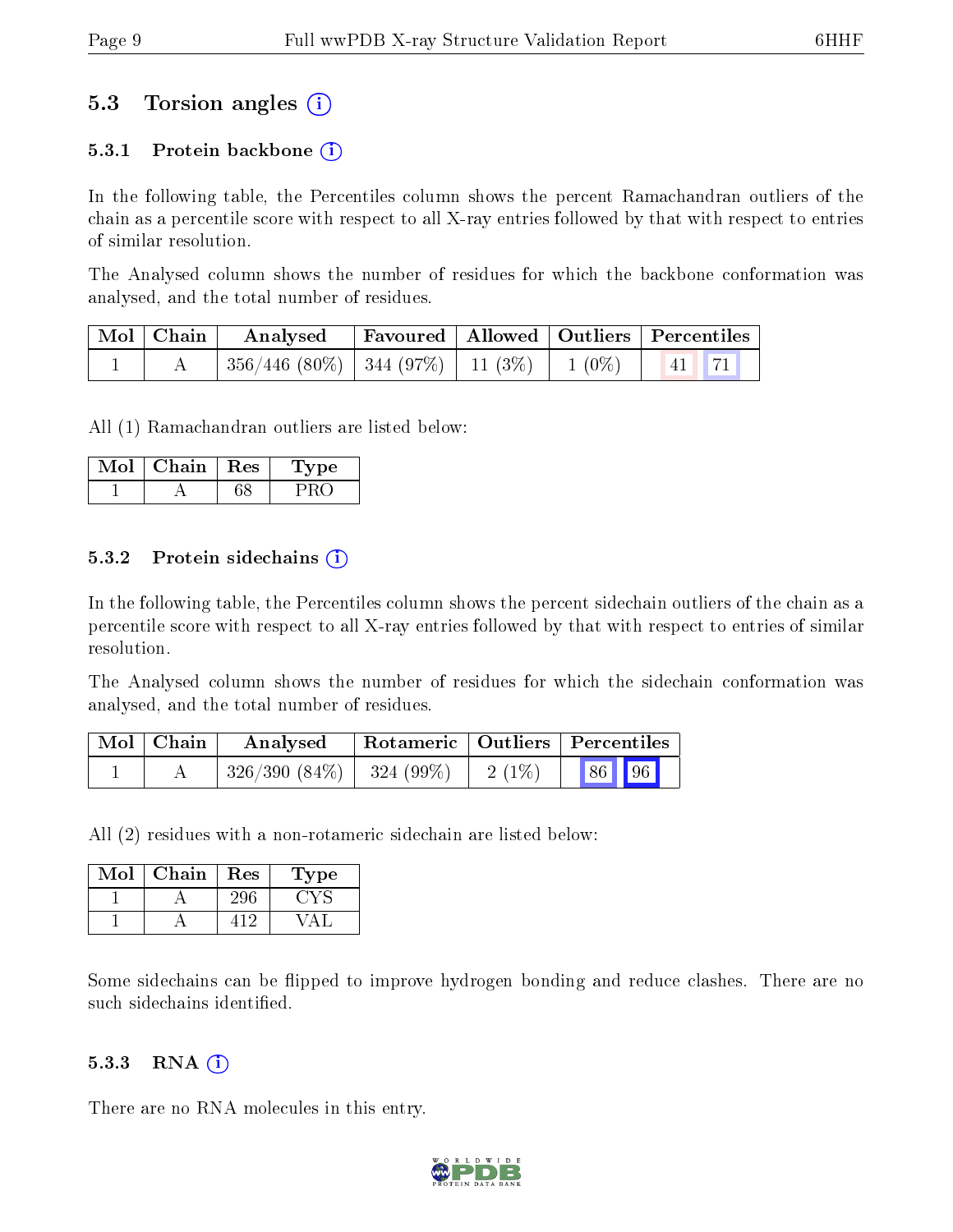## 5.3 Torsion angles ⓘ

### 5.3.1 Protein backbone ⓘ

In the following table, the Percentiles column shows the percent Ramachandran outliers of the chain as a percentile score with respect to all X-ray entries followed by that with respect to entries of similar resolution.

The Analysed column shows the number of residues for which the backbone conformation was analysed, and the total number of residues.

| Mol | Chain | Analysed | Favoured | Allowed | Outliers | Percentiles |
|---|---|---|---|---|---|---|
| 1 | A | 356/446 (80%) | 344 (97%) | 11 (3%) | 1 (0%) | 41 71 |

All (1) Ramachandran outliers are listed below:

| Mol | Chain | Res | Type |
|---|---|---|---|
| 1 | A | 68 | PRO |

### 5.3.2 Protein sidechains ⓘ

In the following table, the Percentiles column shows the percent sidechain outliers of the chain as a percentile score with respect to all X-ray entries followed by that with respect to entries of similar resolution.

The Analysed column shows the number of residues for which the sidechain conformation was analysed, and the total number of residues.

| Mol | Chain | Analysed | Rotameric | Outliers | Percentiles |
|---|---|---|---|---|---|
| 1 | A | 326/390 (84%) | 324 (99%) | 2 (1%) | 86 96 |

All (2) residues with a non-rotameric sidechain are listed below:

| Mol | Chain | Res | Type |
|---|---|---|---|
| 1 | A | 296 | CYS |
| 1 | A | 412 | VAL |

Some sidechains can be flipped to improve hydrogen bonding and reduce clashes. There are no such sidechains identified.

### 5.3.3 RNA ⓘ

There are no RNA molecules in this entry.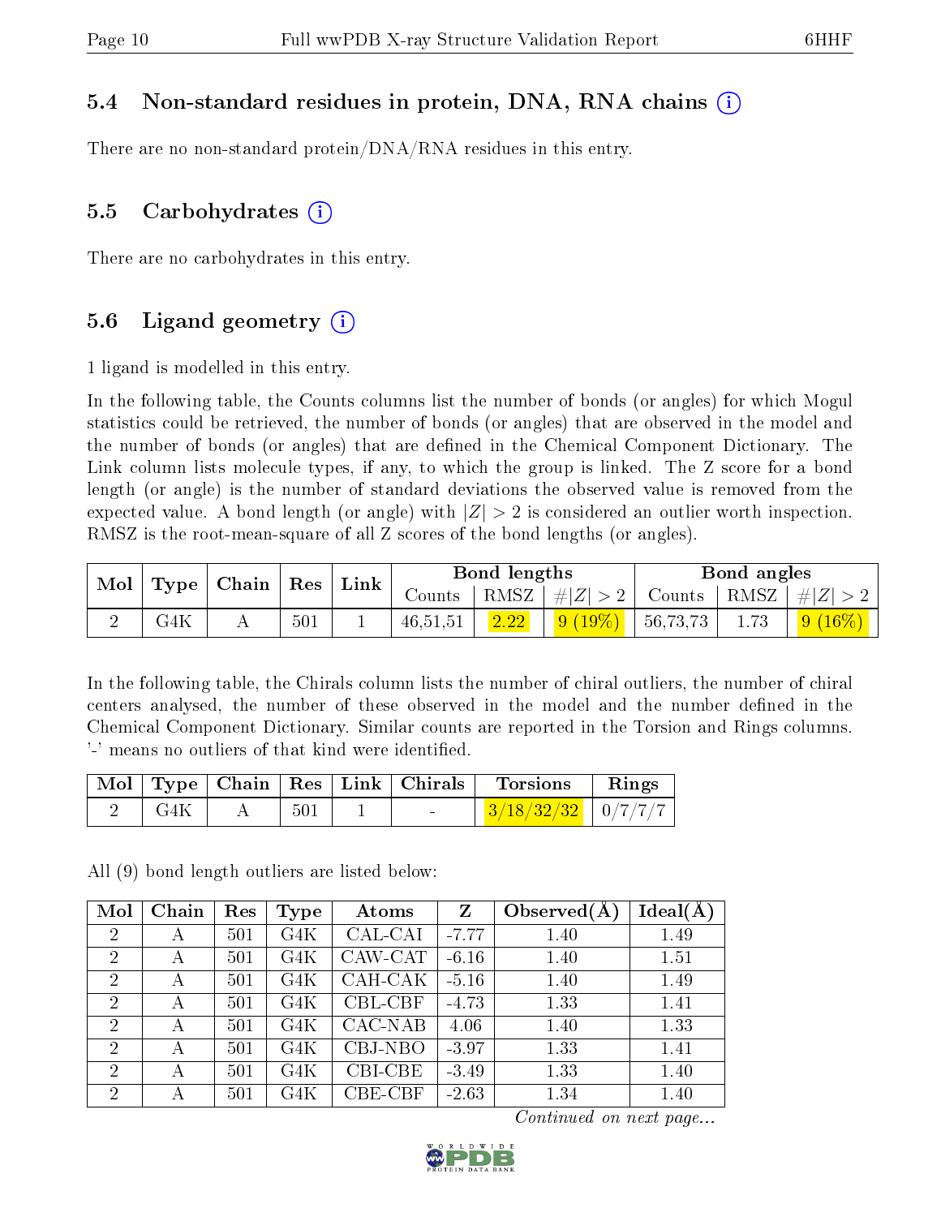### 5.4 Non-standard residues in protein, DNA, RNA chains (i)

There are no non-standard protein/DNA/RNA residues in this entry.

### 5.5 Carbohydrates (i)

There are no carbohydrates in this entry.

### 5.6 Ligand geometry (i)

1 ligand is modelled in this entry.

In the following table, the Counts columns list the number of bonds (or angles) for which Mogul statistics could be retrieved, the number of bonds (or angles) that are observed in the model and the number of bonds (or angles) that are defined in the Chemical Component Dictionary. The Link column lists molecule types, if any, to which the group is linked. The Z score for a bond length (or angle) is the number of standard deviations the observed value is removed from the expected value. A bond length (or angle) with $|Z| > 2$ is considered an outlier worth inspection. RMSZ is the root-mean-square of all Z scores of the bond lengths (or angles).

| Mol | Type | Chain | Res | Link | Bond lengths | | | Bond angles | | |
|---|---|---|---|---|---|---|---|---|---|---|
| | | | | | Counts | RMSZ | $\#\|Z\| > 2$ | Counts | RMSZ | $\#\|Z\| > 2$ |
| 2 | G4K | A | 501 | 1 | 46,51,51 | 2.22 | 9 (19%) | 56,73,73 | 1.73 | 9 (16%) |

In the following table, the Chirals column lists the number of chiral outliers, the number of chiral centers analysed, the number of these observed in the model and the number defined in the Chemical Component Dictionary. Similar counts are reported in the Torsion and Rings columns. '-' means no outliers of that kind were identified.

| Mol | Type | Chain | Res | Link | Chirals | Torsions | Rings |
|---|---|---|---|---|---|---|---|
| 2 | G4K | A | 501 | 1 | - | 3/18/32/32 | 0/7/7/7 |

All (9) bond length outliers are listed below:

| Mol | Chain | Res | Type | Atoms | Z | Observed(Å) | Ideal(Å) |
|---|---|---|---|---|---|---|---|
| 2 | A | 501 | G4K | CAL-CAI | -7.77 | 1.40 | 1.49 |
| 2 | A | 501 | G4K | CAW-CAT | -6.16 | 1.40 | 1.51 |
| 2 | A | 501 | G4K | CAH-CAK | -5.16 | 1.40 | 1.49 |
| 2 | A | 501 | G4K | CBL-CBF | -4.73 | 1.33 | 1.41 |
| 2 | A | 501 | G4K | CAC-NAB | 4.06 | 1.40 | 1.33 |
| 2 | A | 501 | G4K | CBJ-NBO | -3.97 | 1.33 | 1.41 |
| 2 | A | 501 | G4K | CBI-CBE | -3.49 | 1.33 | 1.40 |
| 2 | A | 501 | G4K | CBE-CBF | -2.63 | 1.34 | 1.40 |

*Continued on next page...*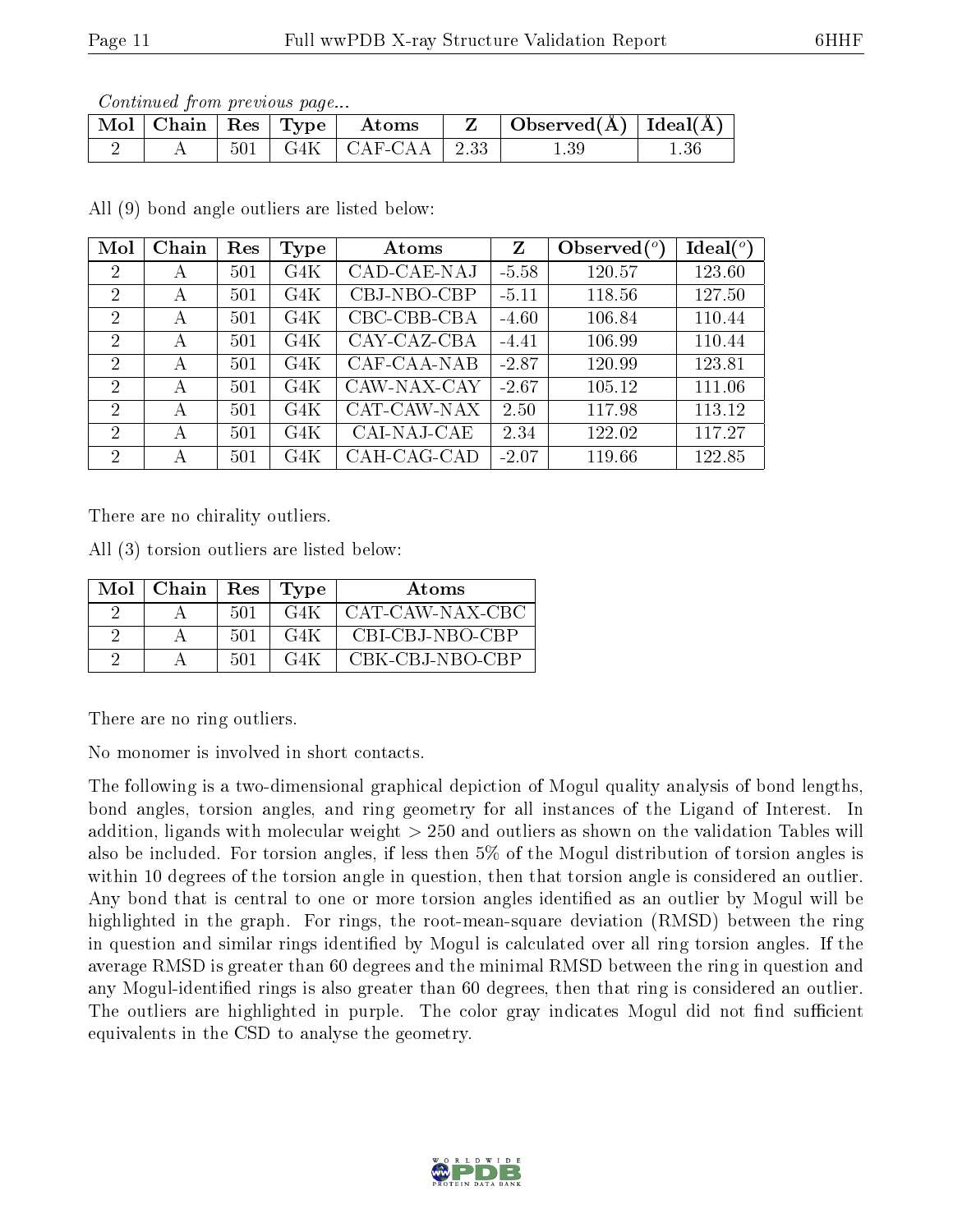*Continued from previous page...*

| Mol | Chain | Res | Type | Atoms | Z | Observed(Å) | Ideal(Å) |
|---|---|---|---|---|---|---|---|
| 2 | A | 501 | G4K | CAF-CAA | 2.33 | 1.39 | 1.36 |

All (9) bond angle outliers are listed below:

| Mol | Chain | Res | Type | Atoms | Z | Observed($^o$) | Ideal($^o$) |
|---|---|---|---|---|---|---|---|
| 2 | A | 501 | G4K | CAD-CAE-NAJ | -5.58 | 120.57 | 123.60 |
| 2 | A | 501 | G4K | CBJ-NBO-CBP | -5.11 | 118.56 | 127.50 |
| 2 | A | 501 | G4K | CBC-CBB-CBA | -4.60 | 106.84 | 110.44 |
| 2 | A | 501 | G4K | CAY-CAZ-CBA | -4.41 | 106.99 | 110.44 |
| 2 | A | 501 | G4K | CAF-CAA-NAB | -2.87 | 120.99 | 123.81 |
| 2 | A | 501 | G4K | CAW-NAX-CAY | -2.67 | 105.12 | 111.06 |
| 2 | A | 501 | G4K | CAT-CAW-NAX | 2.50 | 117.98 | 113.12 |
| 2 | A | 501 | G4K | CAI-NAJ-CAE | 2.34 | 122.02 | 117.27 |
| 2 | A | 501 | G4K | CAH-CAG-CAD | -2.07 | 119.66 | 122.85 |

There are no chirality outliers.

All (3) torsion outliers are listed below:

| Mol | Chain | Res | Type | Atoms |
|---|---|---|---|---|
| 2 | A | 501 | G4K | CAT-CAW-NAX-CBC |
| 2 | A | 501 | G4K | CBI-CBJ-NBO-CBP |
| 2 | A | 501 | G4K | CBK-CBJ-NBO-CBP |

There are no ring outliers.

No monomer is involved in short contacts.

The following is a two-dimensional graphical depiction of Mogul quality analysis of bond lengths, bond angles, torsion angles, and ring geometry for all instances of the Ligand of Interest. In addition, ligands with molecular weight > 250 and outliers as shown on the validation Tables will also be included. For torsion angles, if less then 5% of the Mogul distribution of torsion angles is within 10 degrees of the torsion angle in question, then that torsion angle is considered an outlier. Any bond that is central to one or more torsion angles identified as an outlier by Mogul will be highlighted in the graph. For rings, the root-mean-square deviation (RMSD) between the ring in question and similar rings identified by Mogul is calculated over all ring torsion angles. If the average RMSD is greater than 60 degrees and the minimal RMSD between the ring in question and any Mogul-identified rings is also greater than 60 degrees, then that ring is considered an outlier. The outliers are highlighted in purple. The color gray indicates Mogul did not find sufficient equivalents in the CSD to analyse the geometry.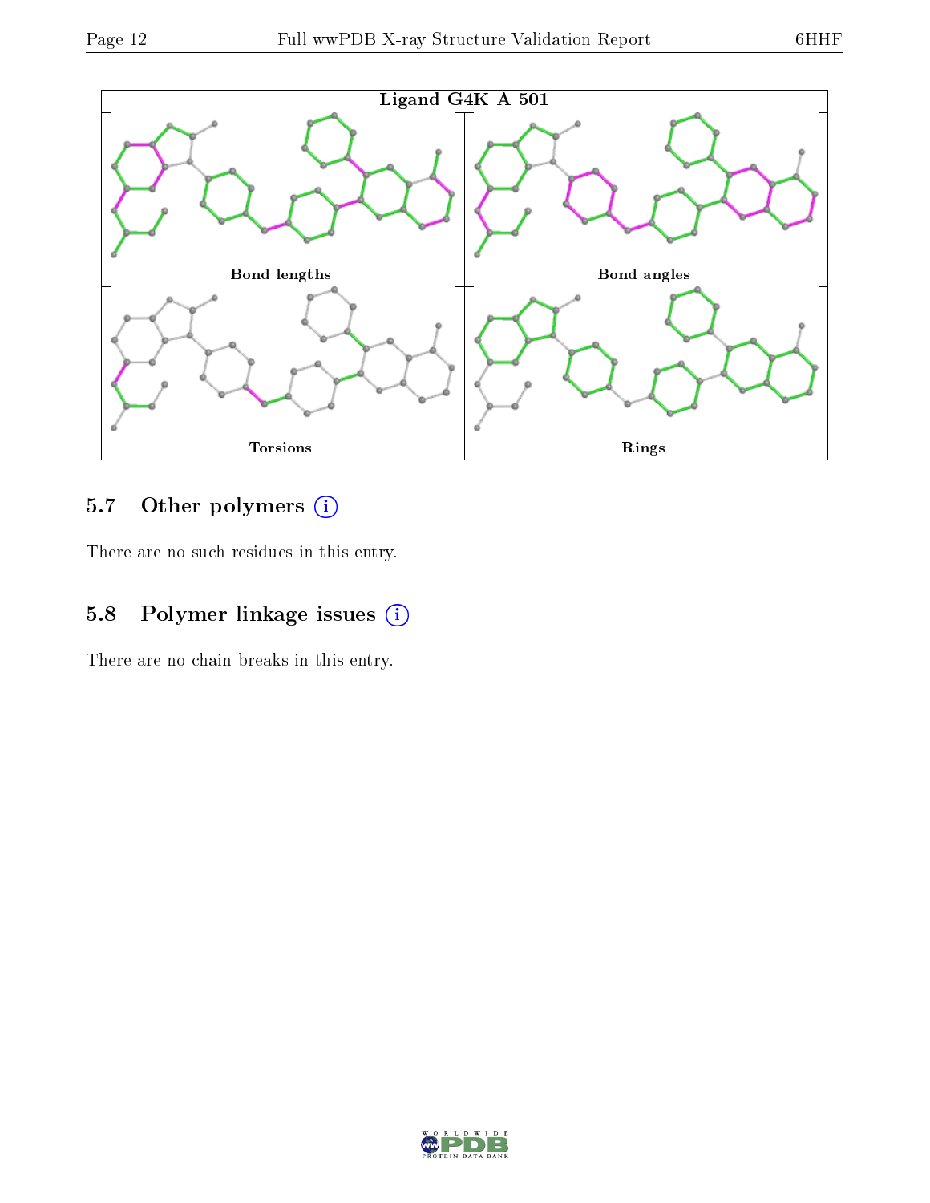Ligand G4K A 501

Bond lengths

Bond angles

Torsions

Rings

### 5.7 Other polymers

There are no such residues in this entry.

### 5.8 Polymer linkage issues

There are no chain breaks in this entry.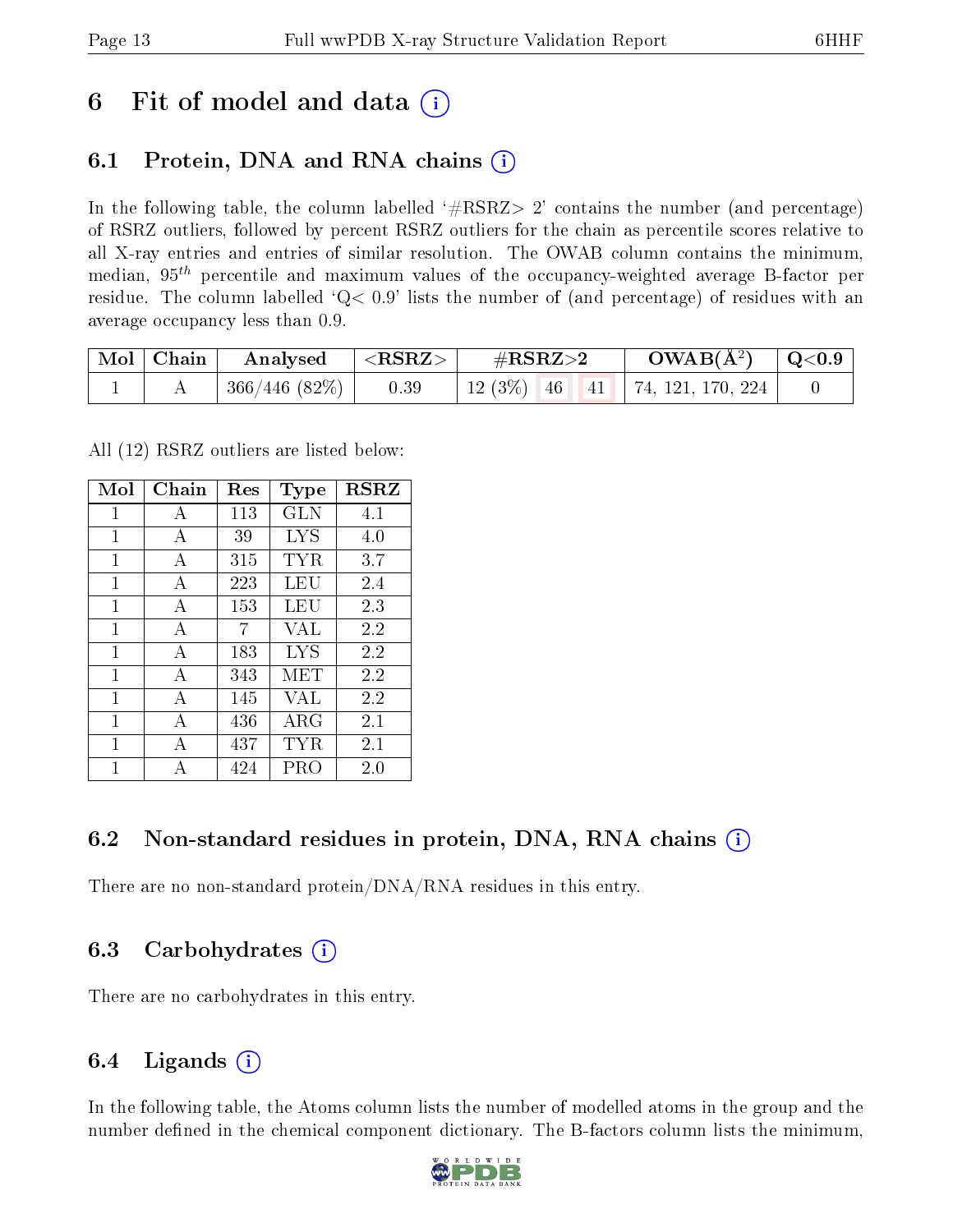# 6 Fit of model and data (i)

## 6.1 Protein, DNA and RNA chains (i)

In the following table, the column labelled '#RSRZ> 2' contains the number (and percentage) of RSRZ outliers, followed by percent RSRZ outliers for the chain as percentile scores relative to all X-ray entries and entries of similar resolution. The OWAB column contains the minimum, median, $95^{th}$ percentile and maximum values of the occupancy-weighted average B-factor per residue. The column labelled 'Q< 0.9' lists the number of (and percentage) of residues with an average occupancy less than 0.9.

| Mol | Chain | Analysed | <RSRZ> | #RSRZ>2 | | | OWAB($Å^2$) | Q<0.9 |
|---|---|---|---|---|---|---|---|---|
| 1 | A | 366/446 (82%) | 0.39 | 12 (3%) | 46 | 41 | 74, 121, 170, 224 | 0 |

All (12) RSRZ outliers are listed below:

| Mol | Chain | Res | Type | RSRZ |
|---|---|---|---|---|
| 1 | A | 113 | GLN | 4.1 |
| 1 | A | 39 | LYS | 4.0 |
| 1 | A | 315 | TYR | 3.7 |
| 1 | A | 223 | LEU | 2.4 |
| 1 | A | 153 | LEU | 2.3 |
| 1 | A | 7 | VAL | 2.2 |
| 1 | A | 183 | LYS | 2.2 |
| 1 | A | 343 | MET | 2.2 |
| 1 | A | 145 | VAL | 2.2 |
| 1 | A | 436 | ARG | 2.1 |
| 1 | A | 437 | TYR | 2.1 |
| 1 | A | 424 | PRO | 2.0 |

## 6.2 Non-standard residues in protein, DNA, RNA chains (i)

There are no non-standard protein/DNA/RNA residues in this entry.

## 6.3 Carbohydrates (i)

There are no carbohydrates in this entry.

## 6.4 Ligands (i)

In the following table, the Atoms column lists the number of modelled atoms in the group and the number defined in the chemical component dictionary. The B-factors column lists the minimum,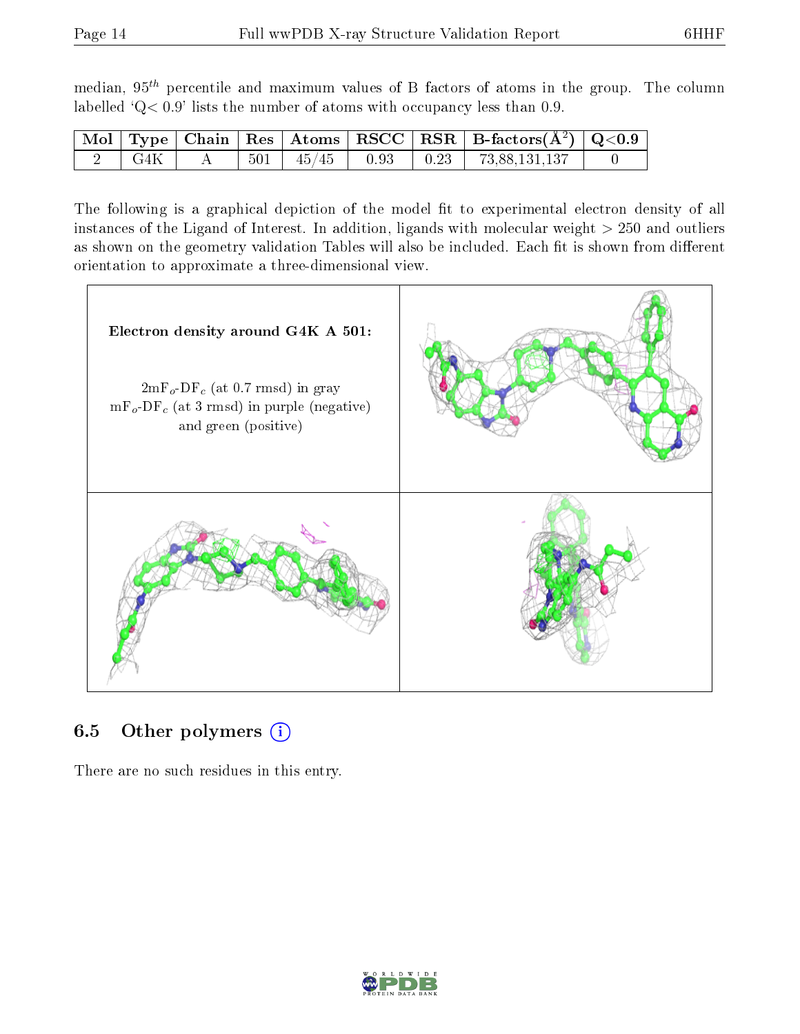median, $95^{th}$ percentile and maximum values of B factors of atoms in the group. The column labelled 'Q< 0.9' lists the number of atoms with occupancy less than 0.9.

| Mol | Type | Chain | Res | Atoms | RSCC | RSR | B-factors($Å^2$) | Q<0.9 |
|---|---|---|---|---|---|---|---|---|
| 2 | G4K | A | 501 | 45/45 | 0.93 | 0.23 | 73,88,131,137 | 0 |

The following is a graphical depiction of the model fit to experimental electron density of all instances of the Ligand of Interest. In addition, ligands with molecular weight > 250 and outliers as shown on the geometry validation Tables will also be included. Each fit is shown from different orientation to approximate a three-dimensional view.

**Electron density around G4K A 501:**

$2mF_o$-$DF_c$ (at 0.7 rmsd) in gray
$mF_o$-$DF_c$ (at 3 rmsd) in purple (negative) and green (positive)

## 6.5 Other polymers

There are no such residues in this entry.